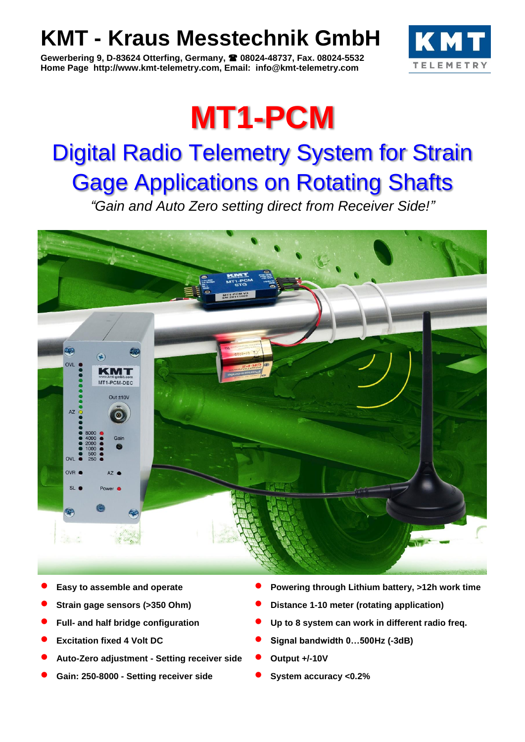# KMT - Kraus Messtechnik GmbH

**Gewerbering 9, D-83624 Otterfing, Germany, ☎ 08024-48737, Fax. 08024-5532**
**Home Page http://www.kmt-telemetry.com, Email: info@kmt-telemetry.com**

# MT1-PCM

## Digital Radio Telemetry System for Strain Gage Applications on Rotating Shafts

*"Gain and Auto Zero setting direct from Receiver Side!"*

- **Easy to assemble and operate**
- **Strain gage sensors (>350 Ohm)**
- **Full- and half bridge configuration**
- **Excitation fixed 4 Volt DC**
- **Auto-Zero adjustment - Setting receiver side**
- **Gain: 250-8000 - Setting receiver side**
- **Powering through Lithium battery, >12h work time**
- **Distance 1-10 meter (rotating application)**
- **Up to 8 system can work in different radio freq.**
- **Signal bandwidth 0…500Hz (-3dB)**
- **Output +/-10V**
- **System accuracy <0.2%**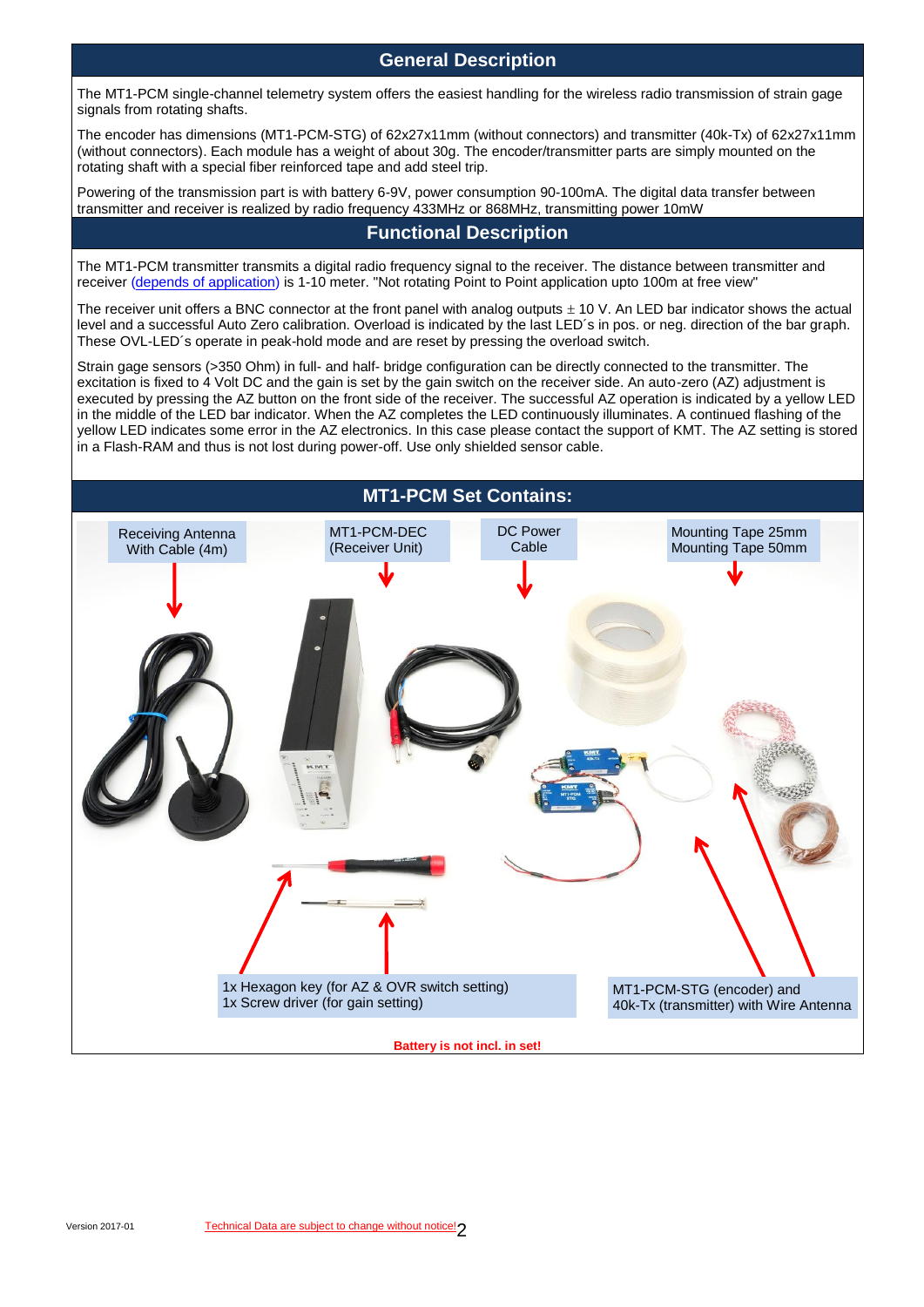## General Description

The MT1-PCM single-channel telemetry system offers the easiest handling for the wireless radio transmission of strain gage signals from rotating shafts.

The encoder has dimensions (MT1-PCM-STG) of 62x27x11mm (without connectors) and transmitter (40k-Tx) of 62x27x11mm (without connectors). Each module has a weight of about 30g. The encoder/transmitter parts are simply mounted on the rotating shaft with a special fiber reinforced tape and add steel trip.

Powering of the transmission part is with battery 6-9V, power consumption 90-100mA. The digital data transfer between transmitter and receiver is realized by radio frequency 433MHz or 868MHz, transmitting power 10mW

## Functional Description

The MT1-PCM transmitter transmits a digital radio frequency signal to the receiver. The distance between transmitter and receiver (depends of application) is 1-10 meter. "Not rotating Point to Point application upto 100m at free view"

The receiver unit offers a BNC connector at the front panel with analog outputs ± 10 V. An LED bar indicator shows the actual level and a successful Auto Zero calibration. Overload is indicated by the last LED´s in pos. or neg. direction of the bar graph. These OVL-LED´s operate in peak-hold mode and are reset by pressing the overload switch.

Strain gage sensors (>350 Ohm) in full- and half- bridge configuration can be directly connected to the transmitter. The excitation is fixed to 4 Volt DC and the gain is set by the gain switch on the receiver side. An auto-zero (AZ) adjustment is executed by pressing the AZ button on the front side of the receiver. The successful AZ operation is indicated by a yellow LED in the middle of the LED bar indicator. When the AZ completes the LED continuously illuminates. A continued flashing of the yellow LED indicates some error in the AZ electronics. In this case please contact the support of KMT. The AZ setting is stored in a Flash-RAM and thus is not lost during power-off. Use only shielded sensor cable.

## MT1-PCM Set Contains:

- Receiving Antenna With Cable (4m)
- MT1-PCM-DEC (Receiver Unit)
- DC Power Cable
- Mounting Tape 25mm
- Mounting Tape 50mm
- 1x Hexagon key (for AZ & OVR switch setting)
- 1x Screw driver (for gain setting)
- MT1-PCM-STG (encoder) and 40k-Tx (transmitter) with Wire Antenna

**Battery is not incl. in set!**

Version 2017-01 Technical Data are subject to change without notice!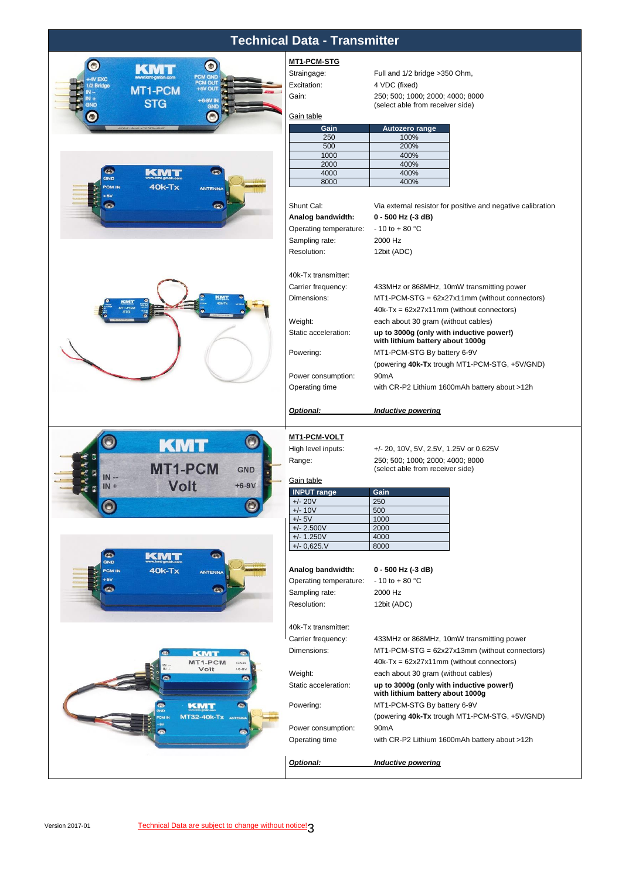# Technical Data - Transmitter

## MT1-PCM-STG

| | |
|---|---|
| Straingage: | Full and 1/2 bridge >350 Ohm, |
| Excitation: | 4 VDC (fixed) |
| Gain: | 250; 500; 1000; 2000; 4000; 8000 (select able from receiver side) |

Gain table

| Gain | Autozero range |
|---|---|
| 250 | 100% |
| 500 | 200% |
| 1000 | 400% |
| 2000 | 400% |
| 4000 | 400% |
| 8000 | 400% |

| | |
|---|---|
| Shunt Cal: | Via external resistor for positive and negative calibration |
| **Analog bandwidth:** | **0 - 500 Hz (-3 dB)** |
| Operating temperature: | - 10 to + 80 °C |
| Sampling rate: | 2000 Hz |
| Resolution: | 12bit (ADC) |

40k-Tx transmitter:

| | |
|---|---|
| Carrier frequency: | 433MHz or 868MHz, 10mW transmitting power |
| Dimensions: | MT1-PCM-STG = 62x27x11mm (without connectors)<br>40k-Tx = 62x27x11mm (without connectors) |
| Weight: | each about 30 gram (without cables) |
| Static acceleration: | **up to 3000g (only with inductive power!) with lithium battery about 1000g** |
| Powering: | MT1-PCM-STG By battery 6-9V<br>(powering **40k-Tx** trough MT1-PCM-STG, +5V/GND) |
| Power consumption: | 90mA |
| Operating time | with CR-P2 Lithium 1600mAh battery about >12h |

***Optional:*** ***Inductive powering***

## MT1-PCM-VOLT

| | |
|---|---|
| High level inputs: | +/- 20, 10V, 5V, 2.5V, 1.25V or 0.625V |
| Range: | 250; 500; 1000; 2000; 4000; 8000 (select able from receiver side) |

Gain table

| INPUT range | Gain |
|---|---|
| +/- 20V | 250 |
| +/- 10V | 500 |
| +/- 5V | 1000 |
| +/- 2.500V | 2000 |
| +/- 1.250V | 4000 |
| +/- 0,625.V | 8000 |

| | |
|---|---|
| **Analog bandwidth:** | **0 - 500 Hz (-3 dB)** |
| Operating temperature: | - 10 to + 80 °C |
| Sampling rate: | 2000 Hz |
| Resolution: | 12bit (ADC) |

40k-Tx transmitter:

| | |
|---|---|
| Carrier frequency: | 433MHz or 868MHz, 10mW transmitting power |
| Dimensions: | MT1-PCM-STG = 62x27x13mm (without connectors)<br>40k-Tx = 62x27x11mm (without connectors) |
| Weight: | each about 30 gram (without cables) |
| Static acceleration: | **up to 3000g (only with inductive power!) with lithium battery about 1000g** |
| Powering: | MT1-PCM-STG By battery 6-9V<br>(powering **40k-Tx** trough MT1-PCM-STG, +5V/GND) |
| Power consumption: | 90mA |
| Operating time | with CR-P2 Lithium 1600mAh battery about >12h |

***Optional:*** ***Inductive powering***

Version 2017-01 Technical Data are subject to change without notice!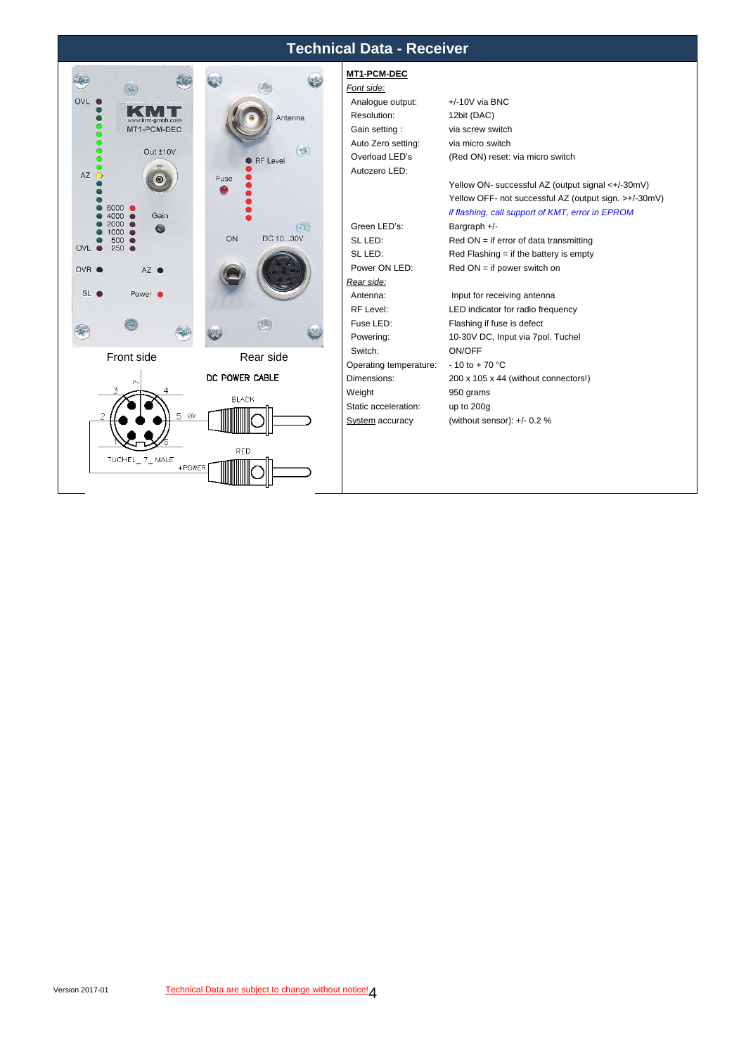# Technical Data - Receiver

Front side

Rear side

DC POWER CABLE

BLACK

RED

+POWER

TUCHEL_7_MALE

**MT1-PCM-DEC**

*Font side:*

| | |
|---|---|
| Analogue output: | +/-10V via BNC |
| Resolution: | 12bit (DAC) |
| Gain setting : | via screw switch |
| Auto Zero setting: | via micro switch |
| Overload LED's | (Red ON) reset: via micro switch |
| Autozero LED: | |
| | Yellow ON- successful AZ (output signal <+/-30mV) |
| | Yellow OFF- not successful AZ (output sign. >+/-30mV) |
| | *if flashing, call support of KMT, error in EPROM* |
| Green LED's: | Bargraph +/- |
| SL LED: | Red ON = if error of data transmitting |
| SL LED: | Red Flashing = if the battery is empty |
| Power ON LED: | Red ON = if power switch on |

*Rear side:*

| | |
|---|---|
| Antenna: | Input for receiving antenna |
| RF Level: | LED indicator for radio frequency |
| Fuse LED: | Flashing if fuse is defect |
| Powering: | 10-30V DC, Input via 7pol. Tuchel |
| Switch: | ON/OFF |
| Operating temperature: | - 10 to + 70 °C |
| Dimensions: | 200 x 105 x 44 (without connectors!) |
| Weight | 950 grams |
| Static acceleration: | up to 200g |
| System accuracy | (without sensor): +/- 0.2 % |

Version 2017-01

Technical Data are subject to change without notice!